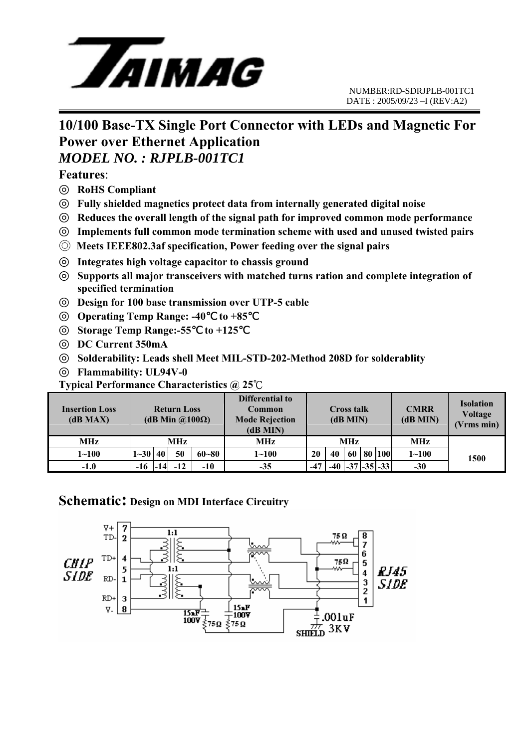NUMBER:RD-SDRJPLB-001TC1
DATE : 2005/09/23 –I (REV:A2)

# 10/100 Base-TX Single Port Connector with LEDs and Magnetic For Power over Ethernet Application

## *MODEL NO. : RJPLB-001TC1*

**Features**:

- ◎ **RoHS Compliant**
- ◎ **Fully shielded magnetics protect data from internally generated digital noise**
- ◎ **Reduces the overall length of the signal path for improved common mode performance**
- ◎ **Implements full common mode termination scheme with used and unused twisted pairs**
- ◎ **Meets IEEE802.3af specification, Power feeding over the signal pairs**
- ◎ **Integrates high voltage capacitor to chassis ground**
- ◎ **Supports all major transceivers with matched turns ration and complete integration of specified termination**
- ◎ **Design for 100 base transmission over UTP-5 cable**
- ◎ **Operating Temp Range: -40℃ to +85℃**
- ◎ **Storage Temp Range:-55℃ to +125℃**
- ◎ **DC Current 350mA**
- ◎ **Solderability: Leads shell Meet MIL-STD-202-Method 208D for solderablity**
- ◎ **Flammability: UL94V-0**

**Typical Performance Characteristics @ 25℃**

| Insertion Loss (dB MAX) | Return Loss (dB Min @100Ω) | | | | Differential to Common Mode Rejection (dB MIN) | Cross talk (dB MIN) | | | | | CMRR (dB MIN) | Isolation Voltage (Vrms min) |
|---|---|---|---|---|---|---|---|---|---|---|---|---|
| MHz | MHz | | | | MHz | MHz | | | | | MHz | 1500 |
| 1~100 | 1~30 | 40 | 50 | 60~80 | 1~100 | 20 | 40 | 60 | 80 | 100 | 1~100 | |
| -1.0 | -16 | -14 | -12 | -10 | -35 | -47 | -40 | -37 | -35 | -33 | -30 | |

## Schematic: Design on MDI Interface Circuitry

CHIP SIDE: V+ 7, TD- 2, TD+ 4, 5, RD- 1, RD+ 3, V- 8

RJ45 SIDE: 8, 7, 6, 5, 4, 3, 2, 1

1:1, 1:1, 75Ω, 75Ω, 15nF 100V, 15nF 100V, 75Ω, 75Ω, .001uF 3KV, SHIELD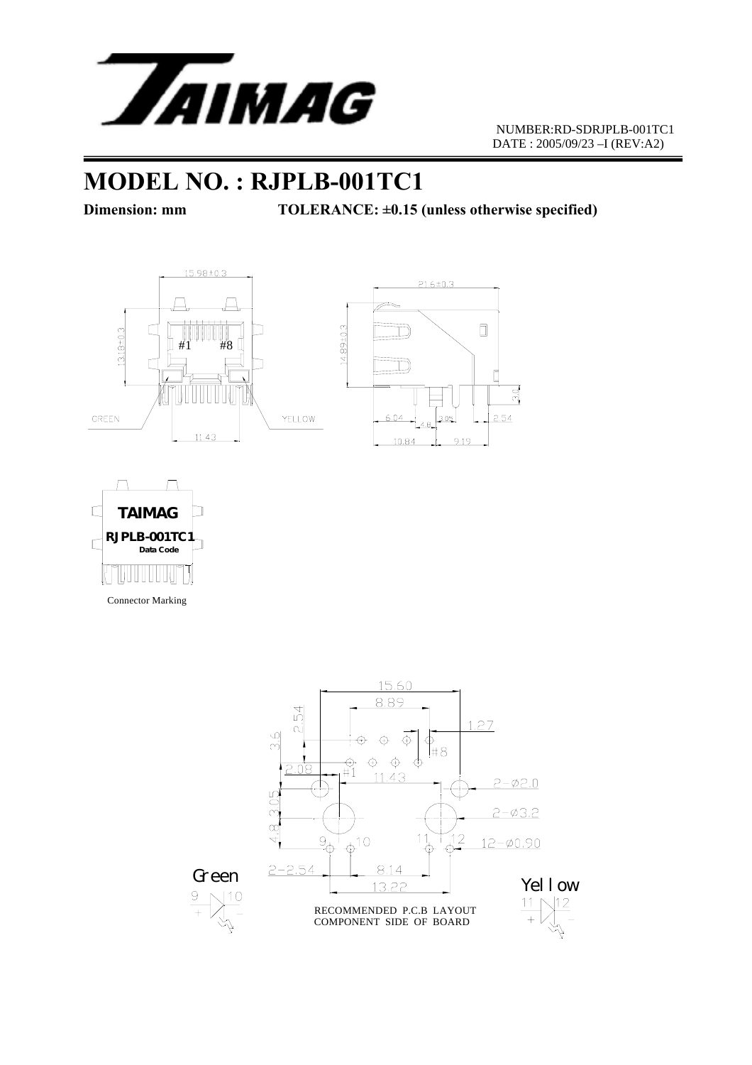NUMBER:RD-SDRJPLB-001TC1
DATE : 2005/09/23 –I (REV:A2)

# MODEL NO. : RJPLB-001TC1

**Dimension: mm** **TOLERANCE: ±0.15 (unless otherwise specified)**

15.98±0.3

13.18±0.3

#1 #8

GREEN YELLOW

11.43

21.6±0.3

14.89±0.3

3.0

6.04 4.8 3.05 2.54

10.84 9.19

TAIMAG
RJPLB-001TC1
Data Code

Connector Marking

15.60

8.89

2.54

3.6

1.27

#8

2.08 #1

11.43

2-Ø2.0

3.05

2-Ø3.2

4.8

9 10 11 12

12-Ø0.90

2-2.54

8.14

13.22

Green

9 10

Yellow

11 12

RECOMMENDED P.C.B LAYOUT
COMPONENT SIDE OF BOARD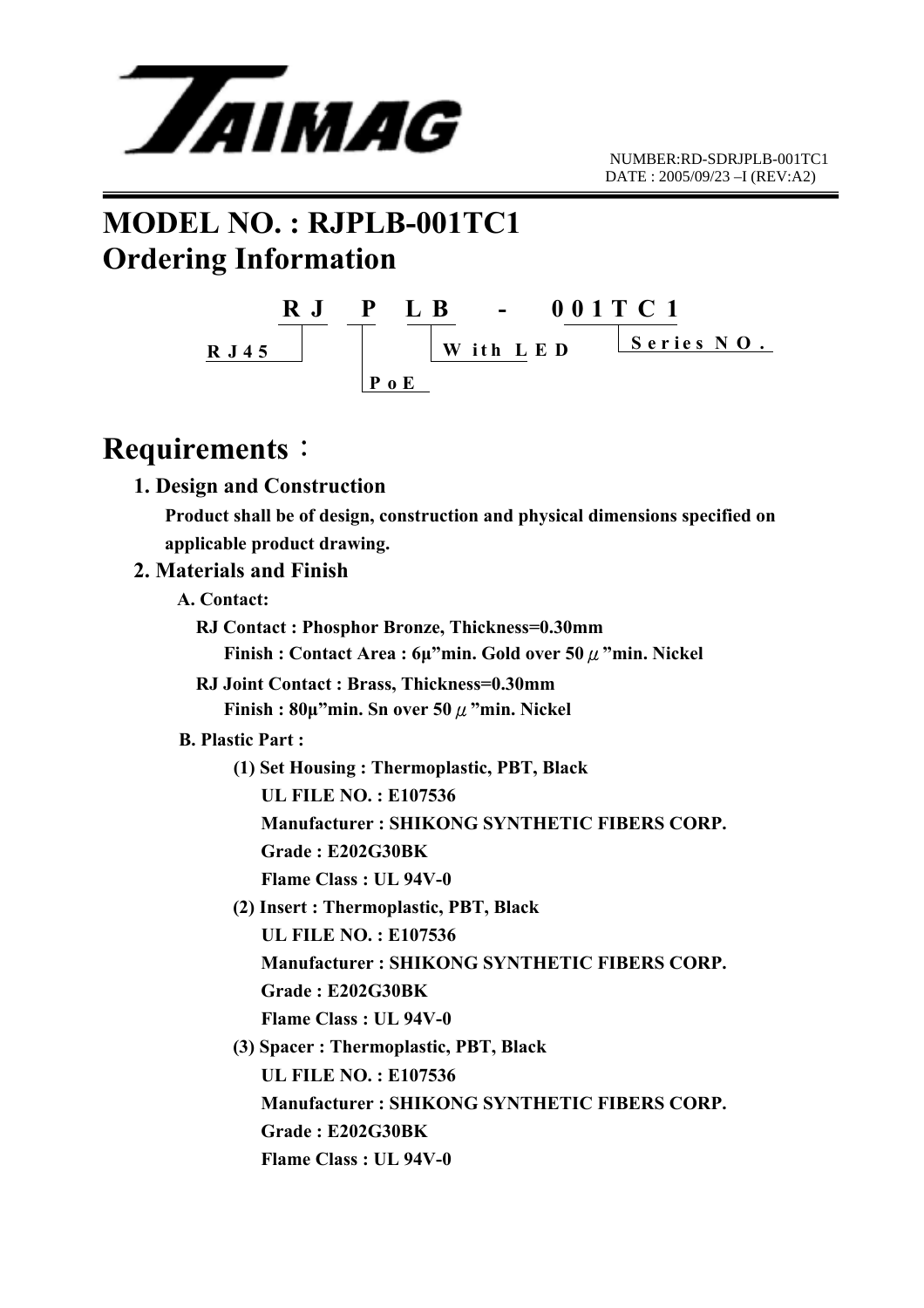TAIMAG

NUMBER:RD-SDRJPLB-001TC1
DATE : 2005/09/23 –I (REV:A2)

# MODEL NO. : RJPLB-001TC1

# Ordering Information

**RJ P LB - 001TC1**

- RJ: RJ45
- P: PoE
- LB: With LED
- 001TC1: Series NO.

# Requirements：

## 1. Design and Construction

**Product shall be of design, construction and physical dimensions specified on applicable product drawing.**

## 2. Materials and Finish

**A. Contact:**

**RJ Contact : Phosphor Bronze, Thickness=0.30mm**

**Finish : Contact Area : 6μ"min. Gold over 50 μ"min. Nickel**

**RJ Joint Contact : Brass, Thickness=0.30mm**

**Finish : 80μ"min. Sn over 50 μ"min. Nickel**

**B. Plastic Part :**

**(1) Set Housing : Thermoplastic, PBT, Black**

**UL FILE NO. : E107536**

**Manufacturer : SHIKONG SYNTHETIC FIBERS CORP.**

**Grade : E202G30BK**

**Flame Class : UL 94V-0**

**(2) Insert : Thermoplastic, PBT, Black**

**UL FILE NO. : E107536**

**Manufacturer : SHIKONG SYNTHETIC FIBERS CORP.**

**Grade : E202G30BK**

**Flame Class : UL 94V-0**

**(3) Spacer : Thermoplastic, PBT, Black**

**UL FILE NO. : E107536**

**Manufacturer : SHIKONG SYNTHETIC FIBERS CORP.**

**Grade : E202G30BK**

**Flame Class : UL 94V-0**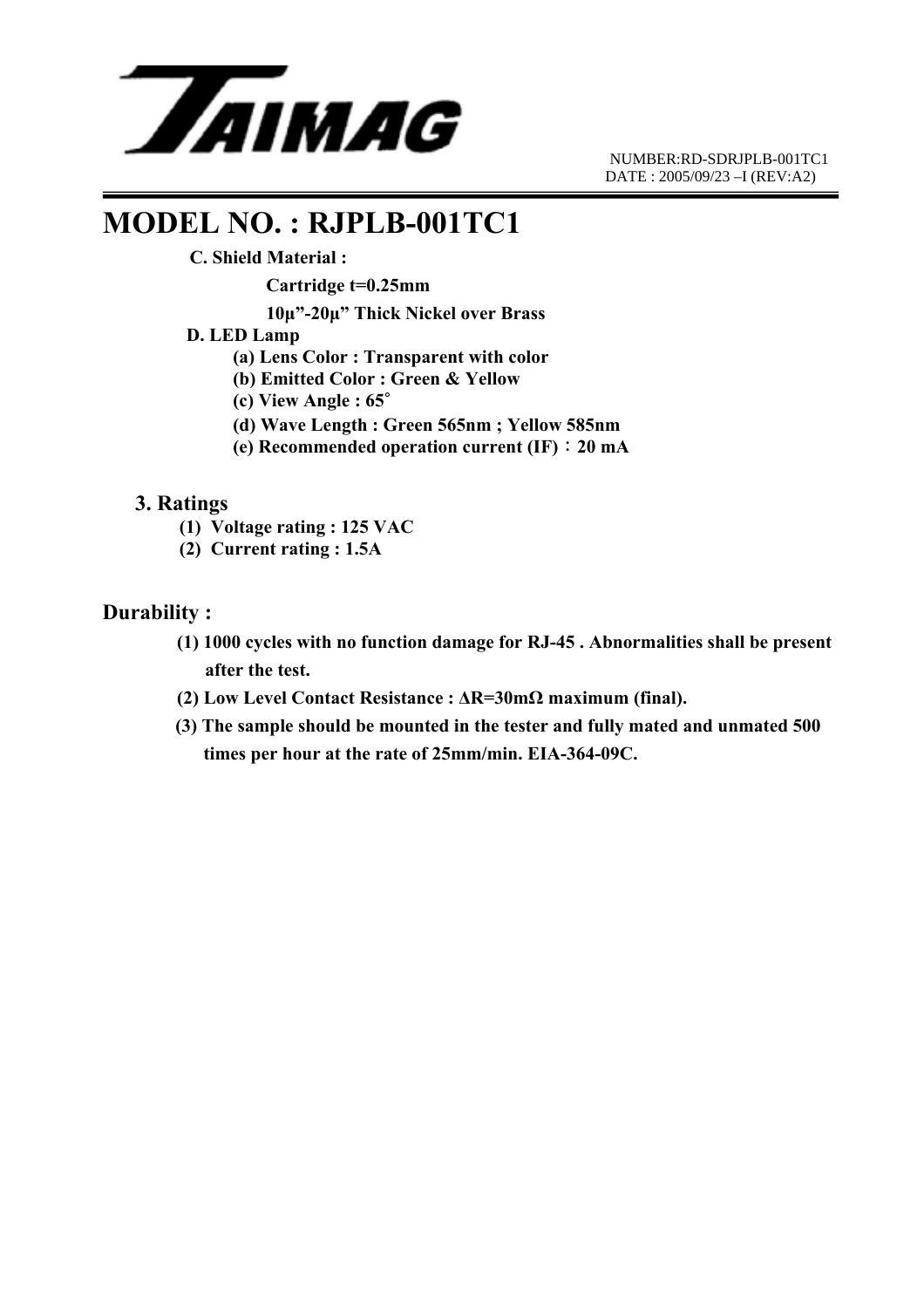# MODEL NO. : RJPLB-001TC1

**C. Shield Material :**

**Cartridge t=0.25mm**

**10μ"-20μ" Thick Nickel over Brass**

**D. LED Lamp**

**(a) Lens Color : Transparent with color**

**(b) Emitted Color : Green & Yellow**

**(c) View Angle : 65°**

**(d) Wave Length : Green 565nm ; Yellow 585nm**

**(e) Recommended operation current (IF)：20 mA**

## 3. Ratings

**(1) Voltage rating : 125 VAC**

**(2) Current rating : 1.5A**

## Durability :

**(1) 1000 cycles with no function damage for RJ-45 . Abnormalities shall be present after the test.**

**(2) Low Level Contact Resistance : ΔR=30mΩ maximum (final).**

**(3) The sample should be mounted in the tester and fully mated and unmated 500 times per hour at the rate of 25mm/min. EIA-364-09C.**